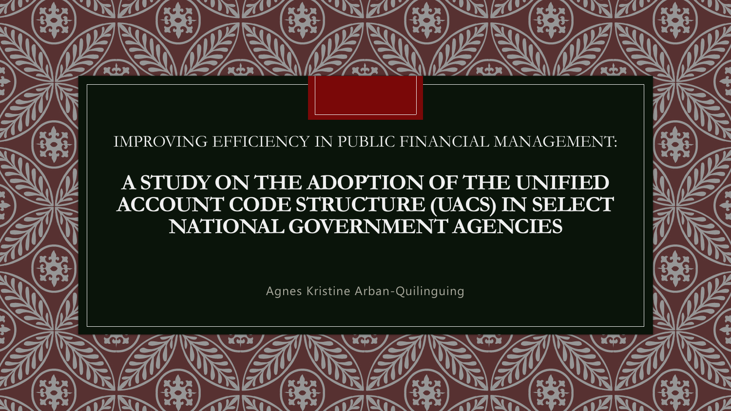# IMPROVING EFFICIENCY IN PUBLIC FINANCIAL MANAGEMENT:

# A STUDY ON THE ADOPTION OF THE UNIFIED ACCOUNT CODE STRUCTURE (UACS) IN SELECT NATIONAL GOVERNMENT AGENCIES

Agnes Kristine Arban-Quilinguing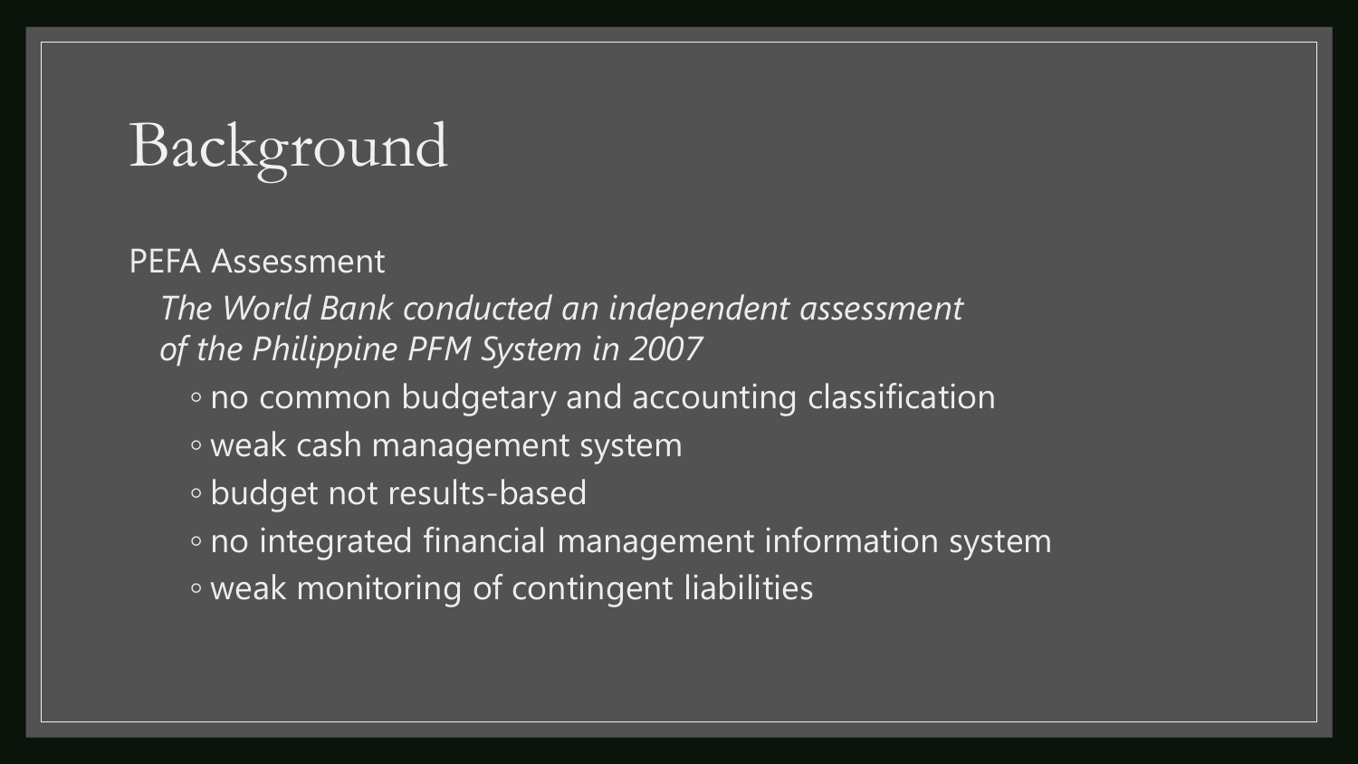# Background

PEFA Assessment

*The World Bank conducted an independent assessment of the Philippine PFM System in 2007*

- no common budgetary and accounting classification
- weak cash management system
- budget not results-based
- no integrated financial management information system
- weak monitoring of contingent liabilities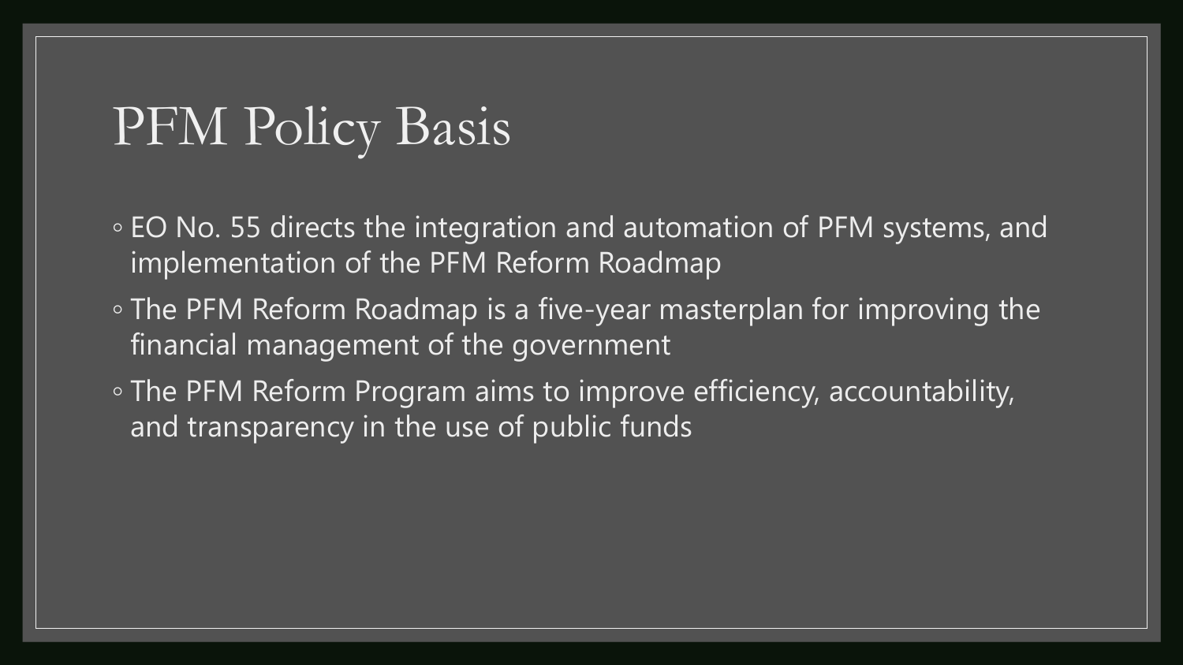# PFM Policy Basis

- EO No. 55 directs the integration and automation of PFM systems, and implementation of the PFM Reform Roadmap
- The PFM Reform Roadmap is a five-year masterplan for improving the financial management of the government
- The PFM Reform Program aims to improve efficiency, accountability, and transparency in the use of public funds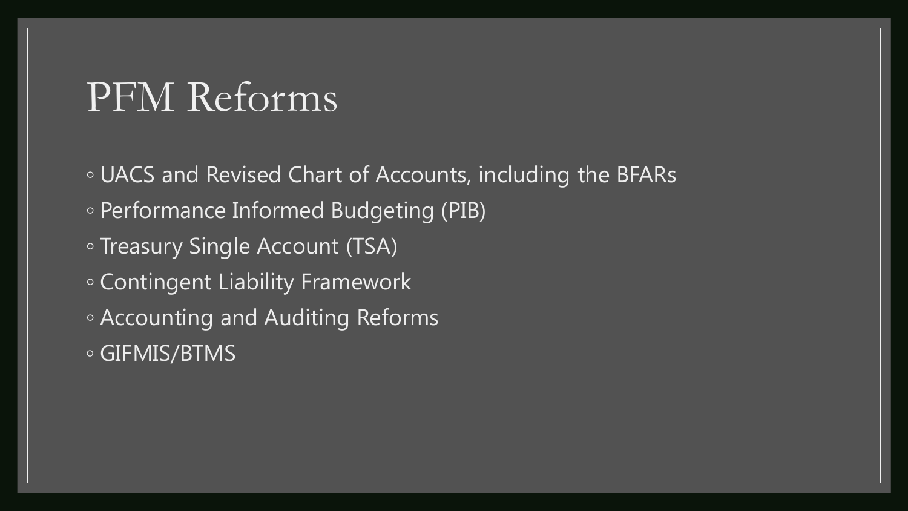# PFM Reforms

- UACS and Revised Chart of Accounts, including the BFARs
- Performance Informed Budgeting (PIB)
- Treasury Single Account (TSA)
- Contingent Liability Framework
- Accounting and Auditing Reforms
- GIFMIS/BTMS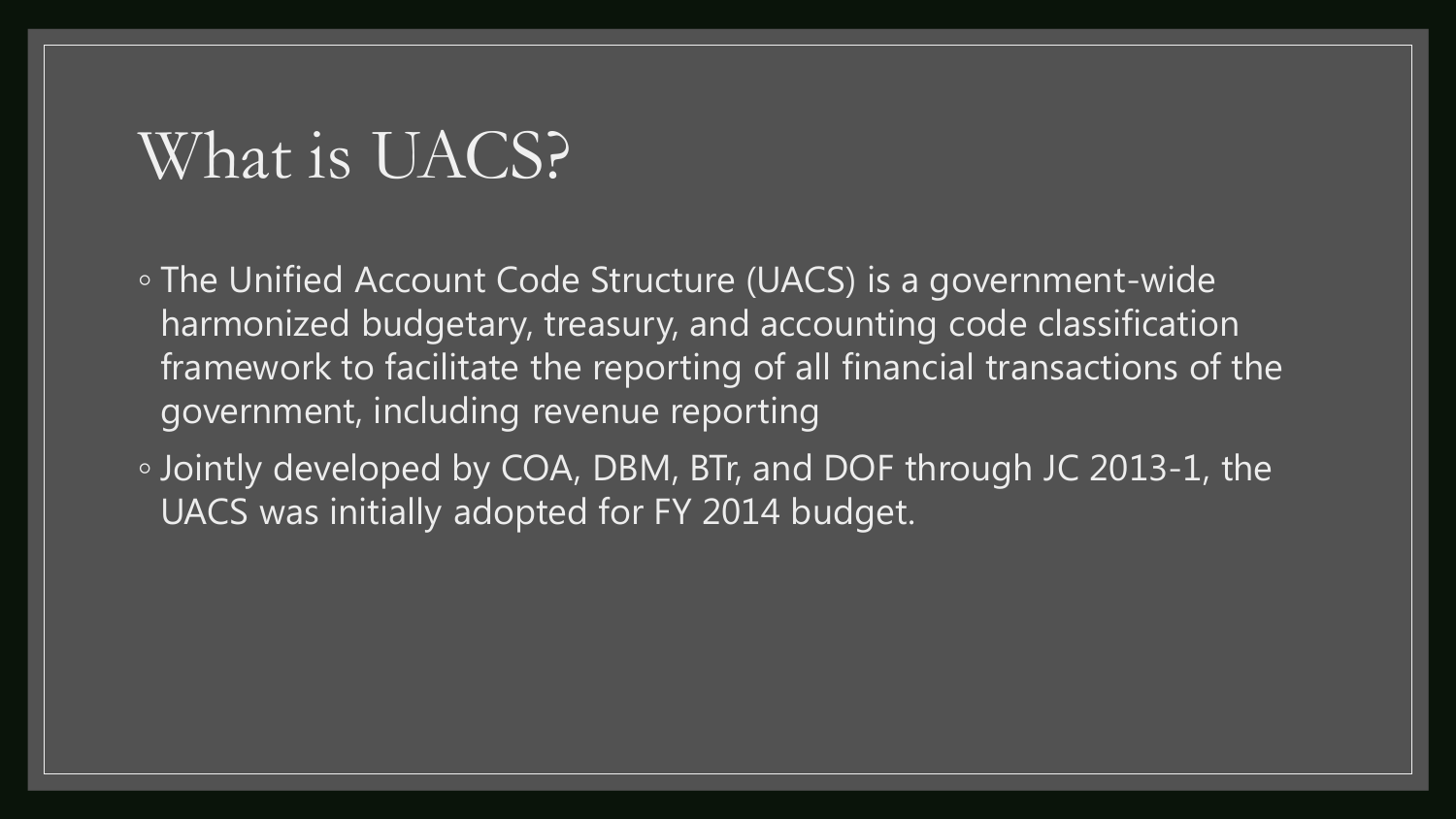# What is UACS?

- The Unified Account Code Structure (UACS) is a government-wide harmonized budgetary, treasury, and accounting code classification framework to facilitate the reporting of all financial transactions of the government, including revenue reporting
- Jointly developed by COA, DBM, BTr, and DOF through JC 2013-1, the UACS was initially adopted for FY 2014 budget.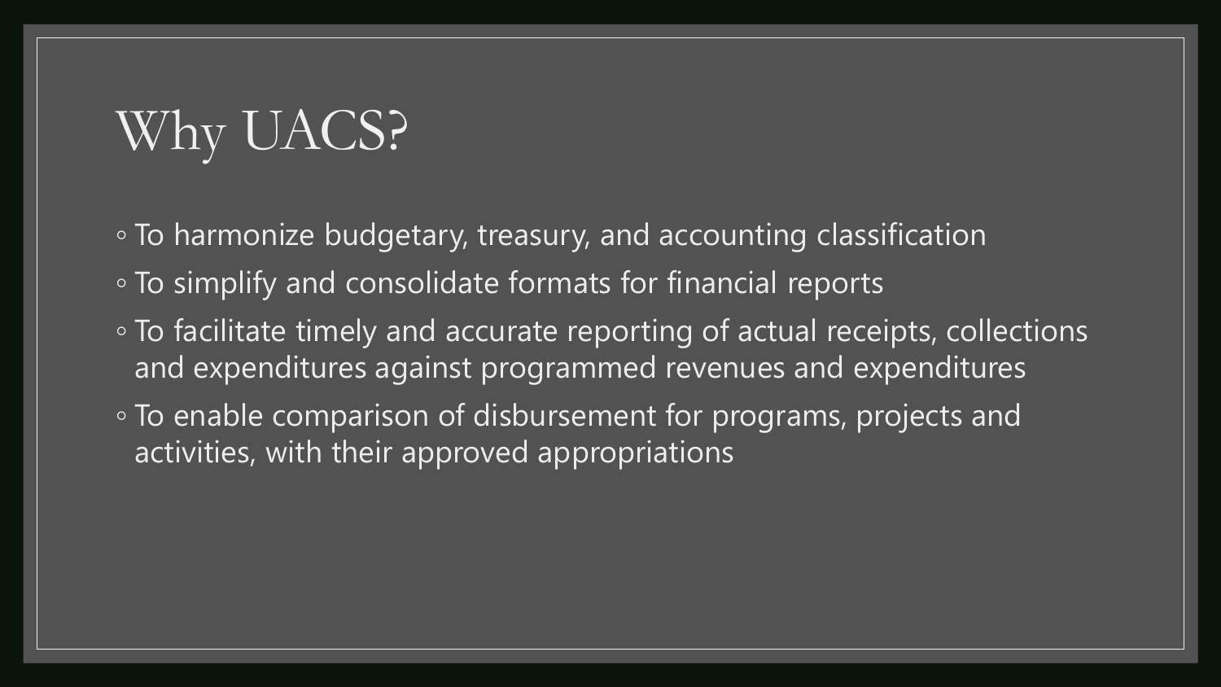# Why UACS?

- To harmonize budgetary, treasury, and accounting classification
- To simplify and consolidate formats for financial reports
- To facilitate timely and accurate reporting of actual receipts, collections and expenditures against programmed revenues and expenditures
- To enable comparison of disbursement for programs, projects and activities, with their approved appropriations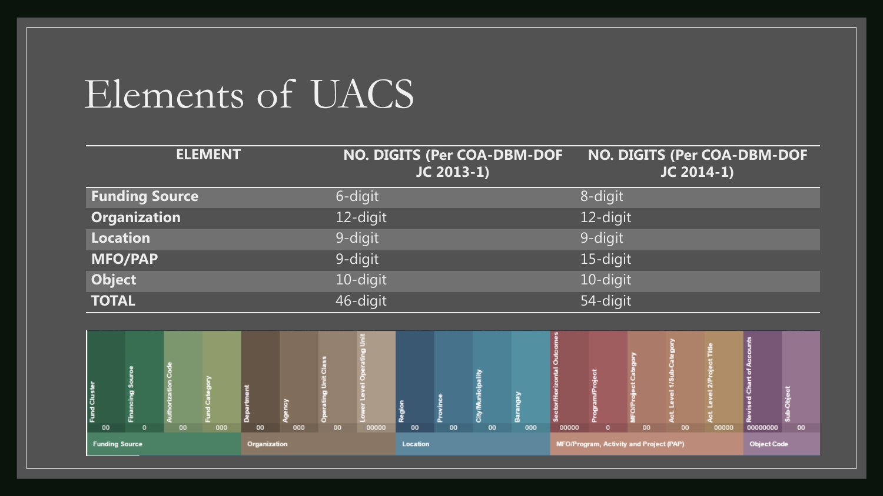# Elements of UACS

| ELEMENT | NO. DIGITS (Per COA-DBM-DOF JC 2013-1) | NO. DIGITS (Per COA-DBM-DOF JC 2014-1) |
|---|---|---|
| **Funding Source** | 6-digit | 8-digit |
| **Organization** | 12-digit | 12-digit |
| **Location** | 9-digit | 9-digit |
| **MFO/PAP** | 9-digit | 15-digit |
| **Object** | 10-digit | 10-digit |
| **TOTAL** | 46-digit | 54-digit |

| Fund Cluster | Financing Source | Authorization Code | Fund Category | Department | Agency | Operating Unit Class | Lower Level Operating Unit | Region | Province | City/Municipality | Barangay | Sector/Horizontal Outcomes | Program/Project | MFO/Project Category | Act. Level 1/Sub-Category | Act. Level 2/Project Title | Revised Chart of Accounts | Sub-Object |
|---|---|---|---|---|---|---|---|---|---|---|---|---|---|---|---|---|---|---|
| 00 | 0 | 00 | 000 | 00 | 000 | 00 | 00000 | 00 | 00 | 00 | 000 | 00000 | 0 | 00 | 00 | 00000 | 00000000 | 00 |
| Funding Source | | | | Organization | | | | Location | | | | MFO/Program, Activity and Project (PAP) | | | | | Object Code | |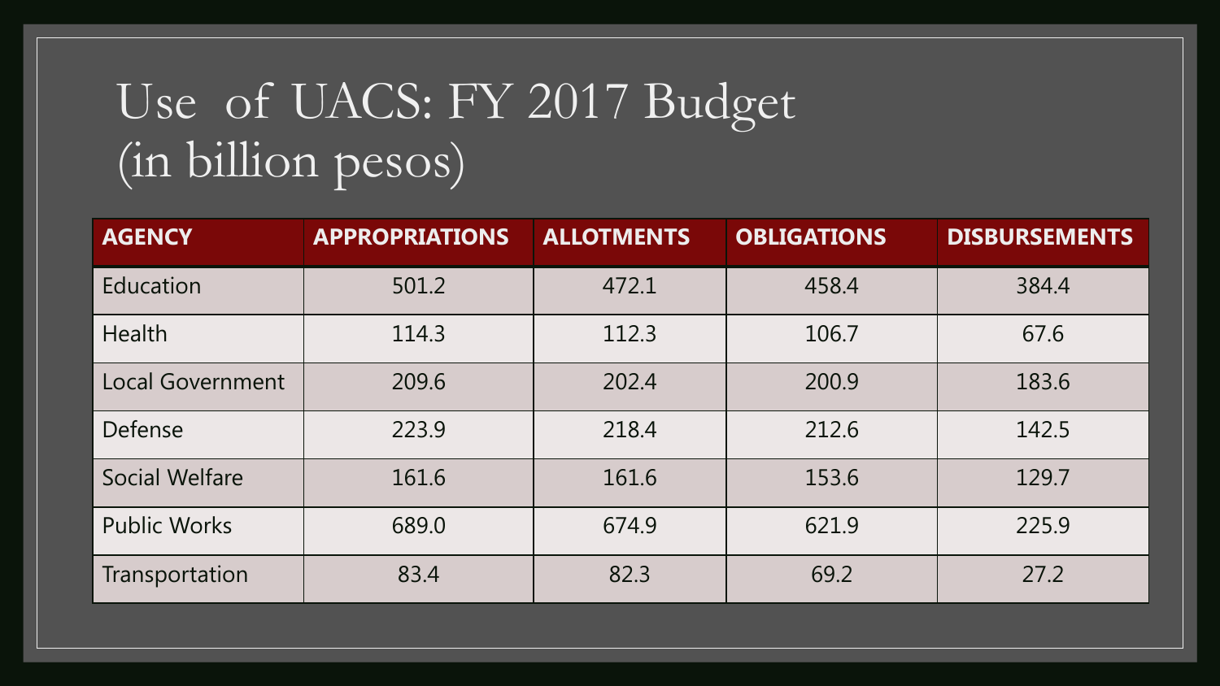# Use of UACS: FY 2017 Budget (in billion pesos)

| AGENCY | APPROPRIATIONS | ALLOTMENTS | OBLIGATIONS | DISBURSEMENTS |
|---|---|---|---|---|
| Education | 501.2 | 472.1 | 458.4 | 384.4 |
| Health | 114.3 | 112.3 | 106.7 | 67.6 |
| Local Government | 209.6 | 202.4 | 200.9 | 183.6 |
| Defense | 223.9 | 218.4 | 212.6 | 142.5 |
| Social Welfare | 161.6 | 161.6 | 153.6 | 129.7 |
| Public Works | 689.0 | 674.9 | 621.9 | 225.9 |
| Transportation | 83.4 | 82.3 | 69.2 | 27.2 |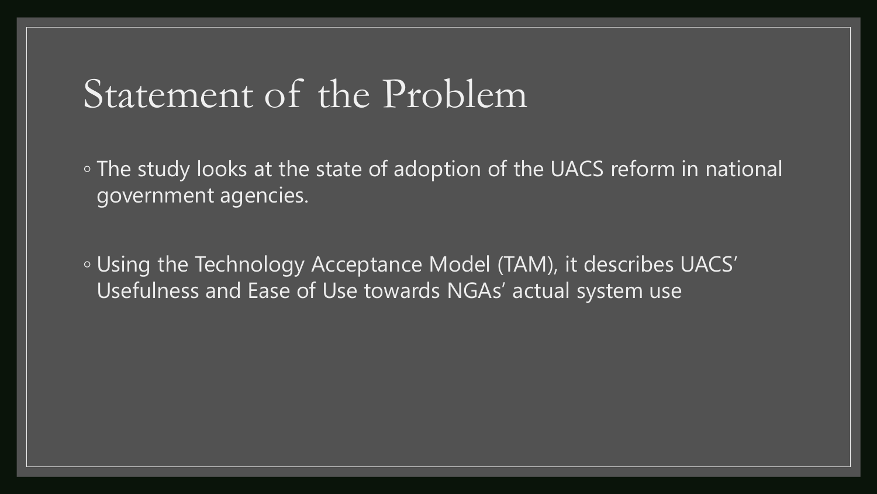# Statement of the Problem

- The study looks at the state of adoption of the UACS reform in national government agencies.
- Using the Technology Acceptance Model (TAM), it describes UACS' Usefulness and Ease of Use towards NGAs' actual system use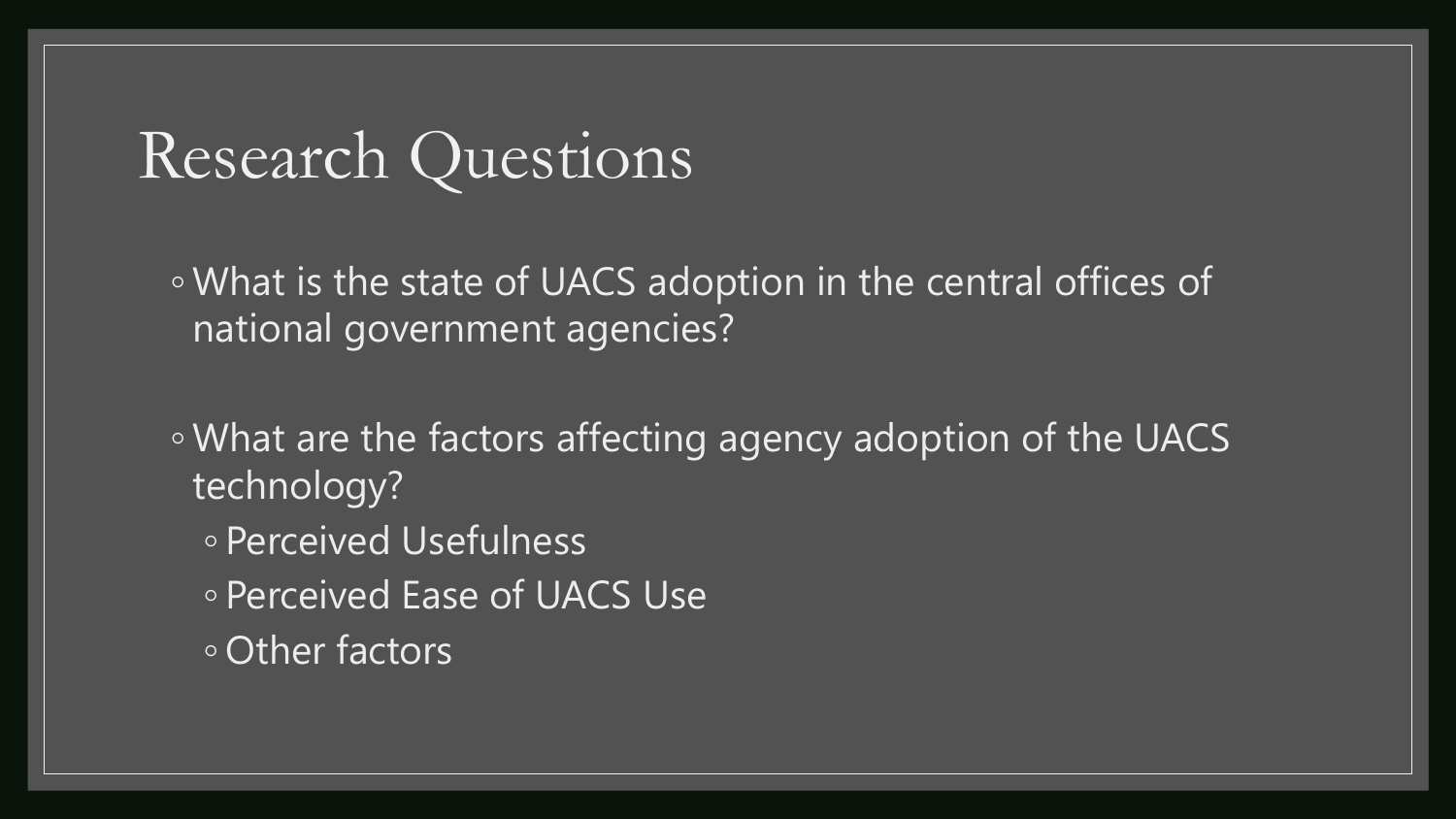# Research Questions

- What is the state of UACS adoption in the central offices of national government agencies?

- What are the factors affecting agency adoption of the UACS technology?
  - Perceived Usefulness
  - Perceived Ease of UACS Use
  - Other factors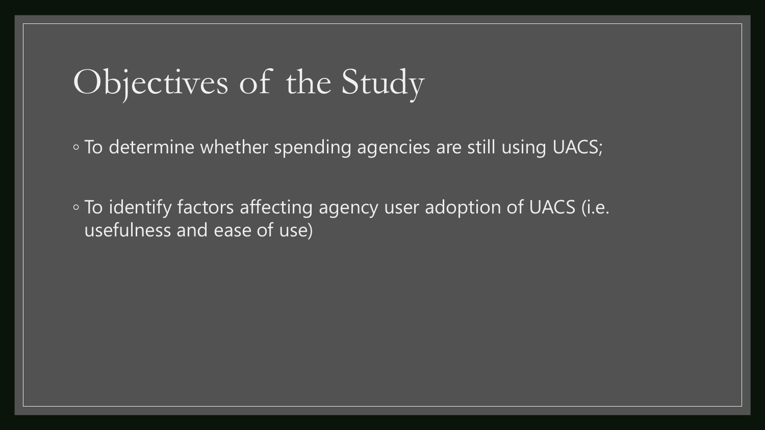# Objectives of the Study

- To determine whether spending agencies are still using UACS;
- To identify factors affecting agency user adoption of UACS (i.e. usefulness and ease of use)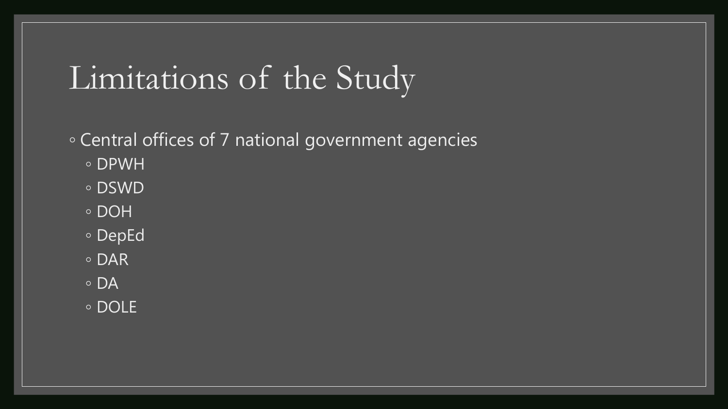# Limitations of the Study

- Central offices of 7 national government agencies
  - DPWH
  - DSWD
  - DOH
  - DepEd
  - DAR
  - DA
  - DOLE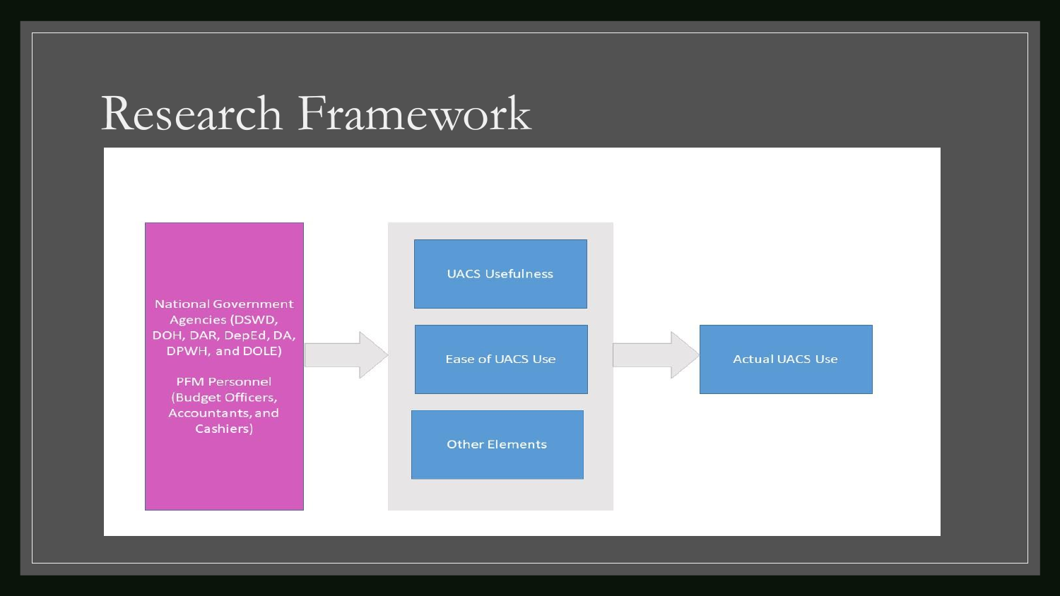# Research Framework

National Government Agencies (DSWD, DOH, DAR, DepEd, DA, DPWH, and DOLE)

PFM Personnel (Budget Officers, Accountants, and Cashiers)

UACS Usefulness

Ease of UACS Use

Other Elements

Actual UACS Use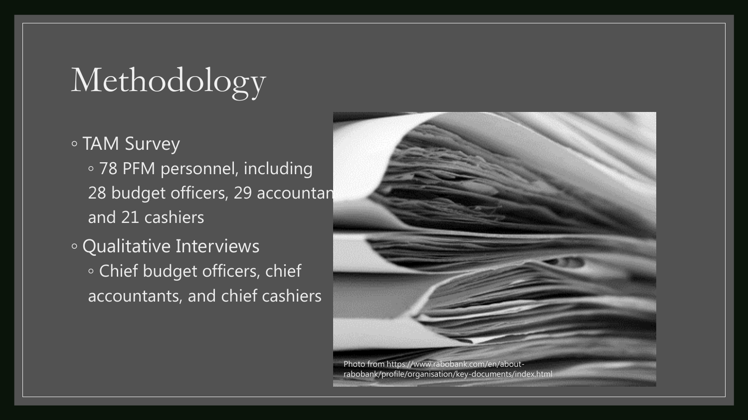# Methodology

- TAM Survey
  - 78 PFM personnel, including 28 budget officers, 29 accountants, and 21 cashiers
- Qualitative Interviews
  - Chief budget officers, chief accountants, and chief cashiers

Photo from https://www.rabobank.com/en/about-rabobank/profile/organisation/key-documents/index.html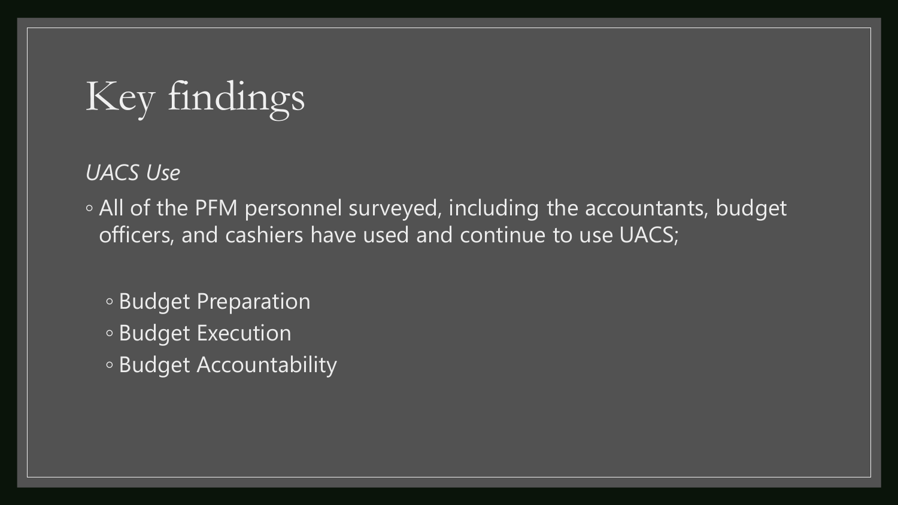# Key findings

*UACS Use*

- All of the PFM personnel surveyed, including the accountants, budget officers, and cashiers have used and continue to use UACS;
  - Budget Preparation
  - Budget Execution
  - Budget Accountability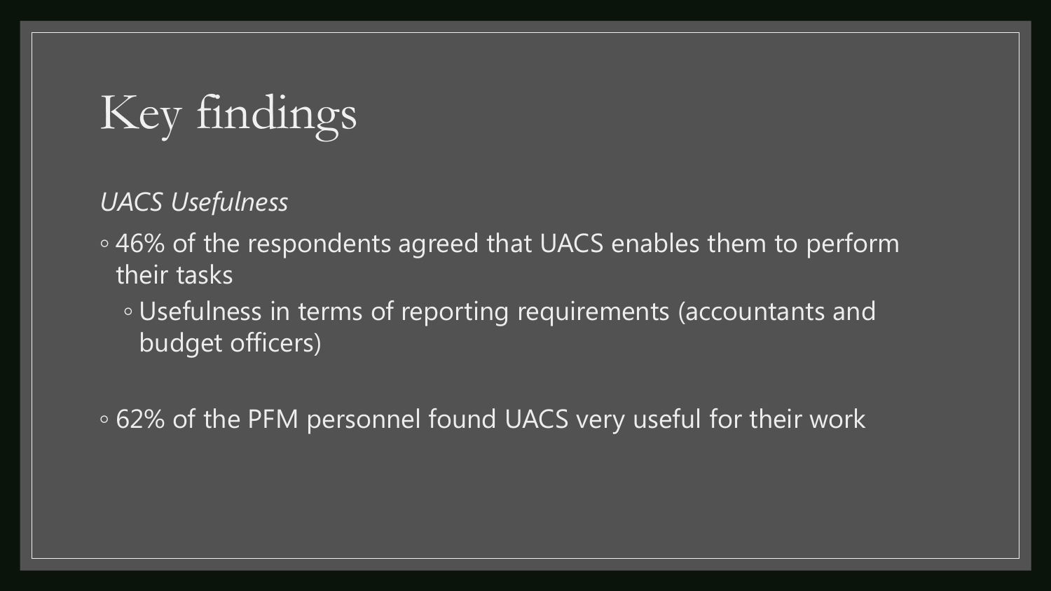# Key findings

*UACS Usefulness*

- 46% of the respondents agreed that UACS enables them to perform their tasks
  - Usefulness in terms of reporting requirements (accountants and budget officers)

- 62% of the PFM personnel found UACS very useful for their work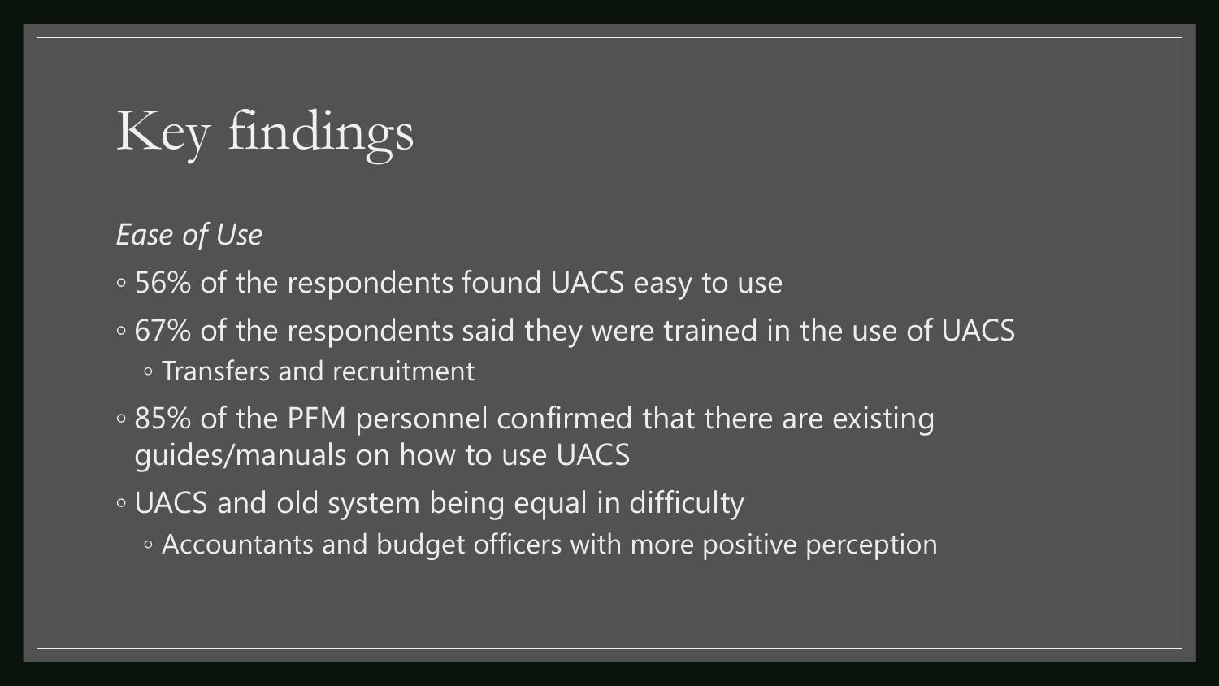# Key findings

*Ease of Use*

- 56% of the respondents found UACS easy to use
- 67% of the respondents said they were trained in the use of UACS
  - Transfers and recruitment
- 85% of the PFM personnel confirmed that there are existing guides/manuals on how to use UACS
- UACS and old system being equal in difficulty
  - Accountants and budget officers with more positive perception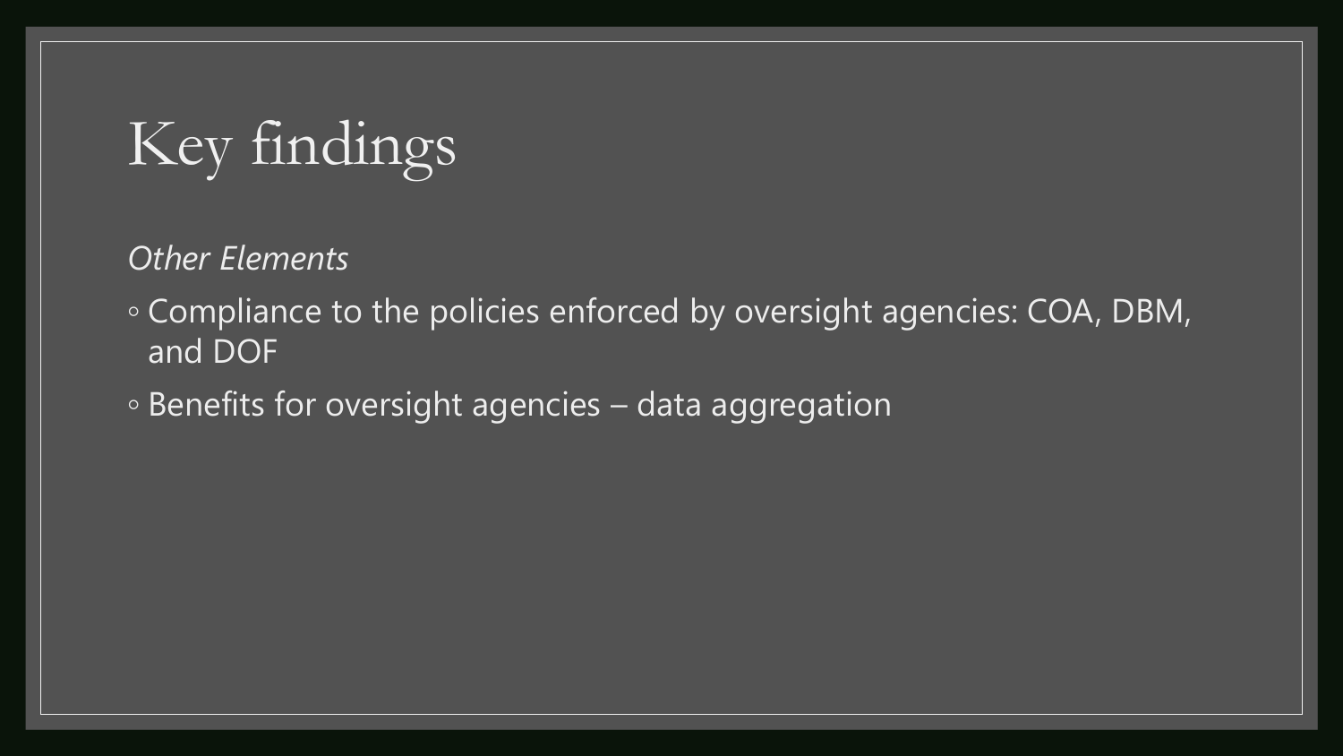# Key findings

*Other Elements*

- Compliance to the policies enforced by oversight agencies: COA, DBM, and DOF
- Benefits for oversight agencies – data aggregation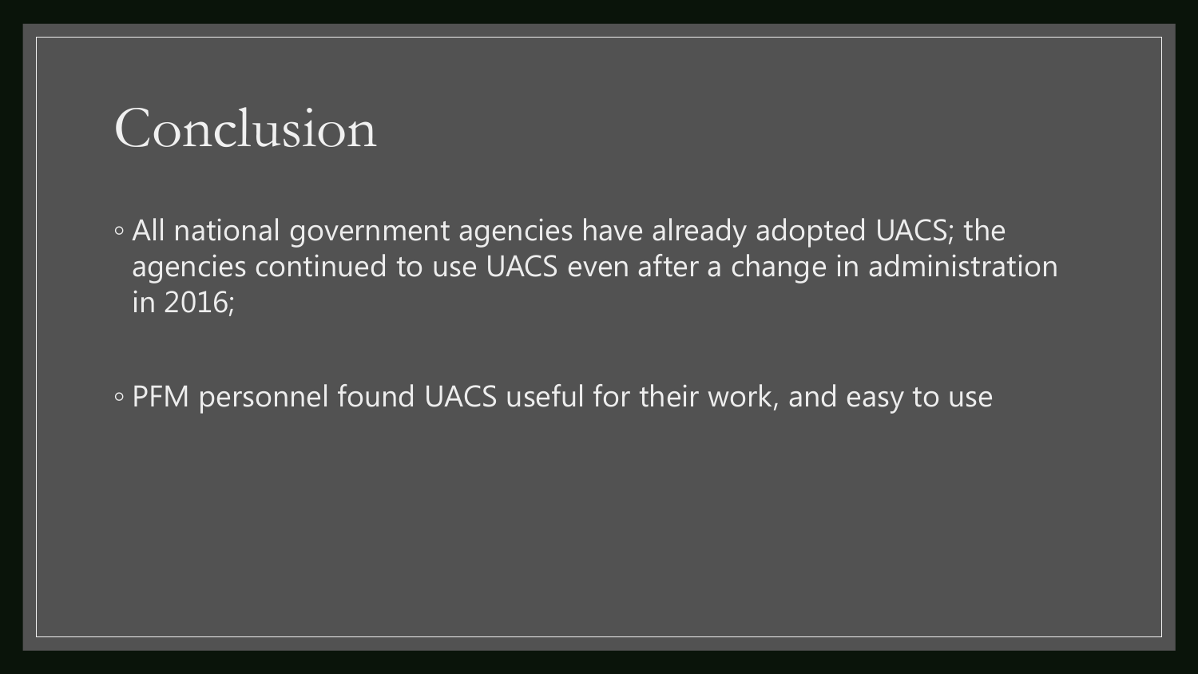# Conclusion

- All national government agencies have already adopted UACS; the agencies continued to use UACS even after a change in administration in 2016;

- PFM personnel found UACS useful for their work, and easy to use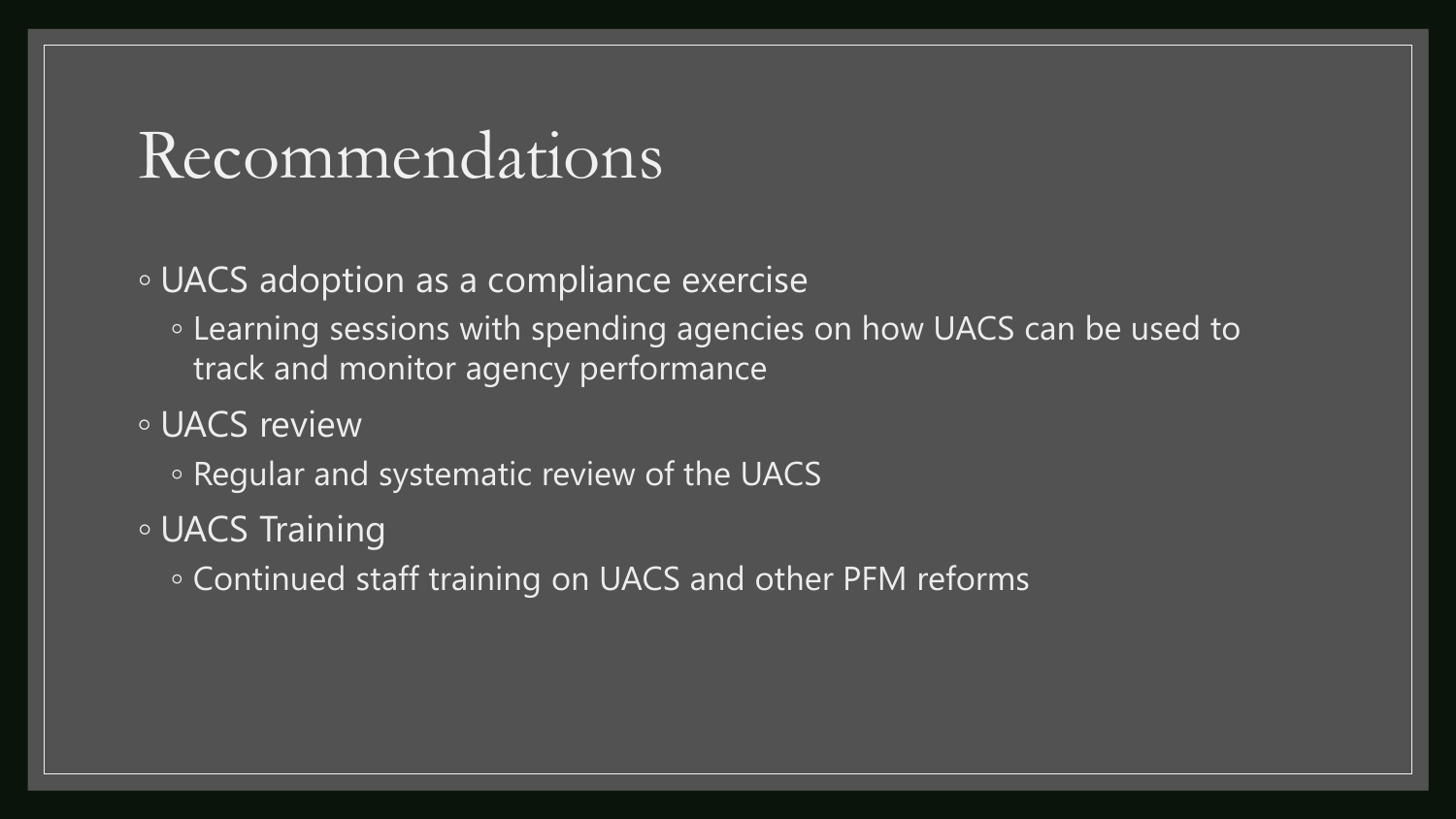# Recommendations

- UACS adoption as a compliance exercise
  - Learning sessions with spending agencies on how UACS can be used to track and monitor agency performance
- UACS review
  - Regular and systematic review of the UACS
- UACS Training
  - Continued staff training on UACS and other PFM reforms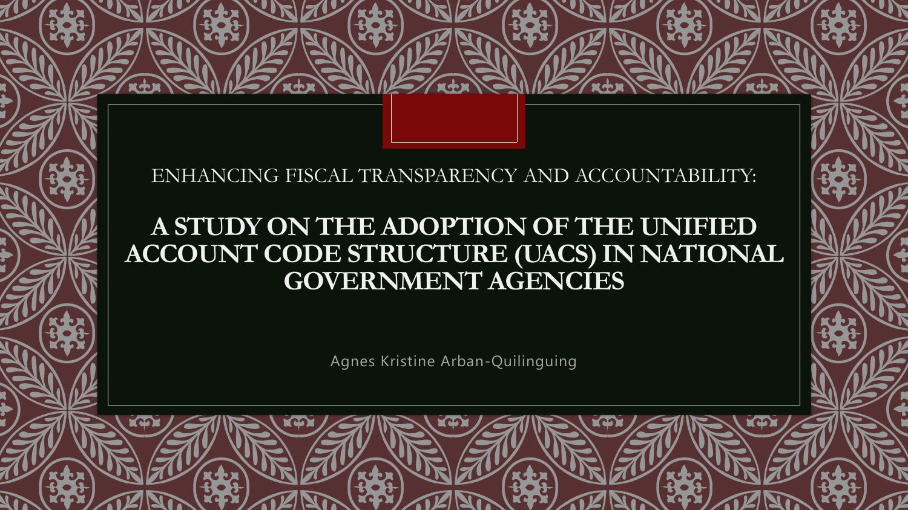ENHANCING FISCAL TRANSPARENCY AND ACCOUNTABILITY:

# A STUDY ON THE ADOPTION OF THE UNIFIED ACCOUNT CODE STRUCTURE (UACS) IN NATIONAL GOVERNMENT AGENCIES

Agnes Kristine Arban-Quilinguing